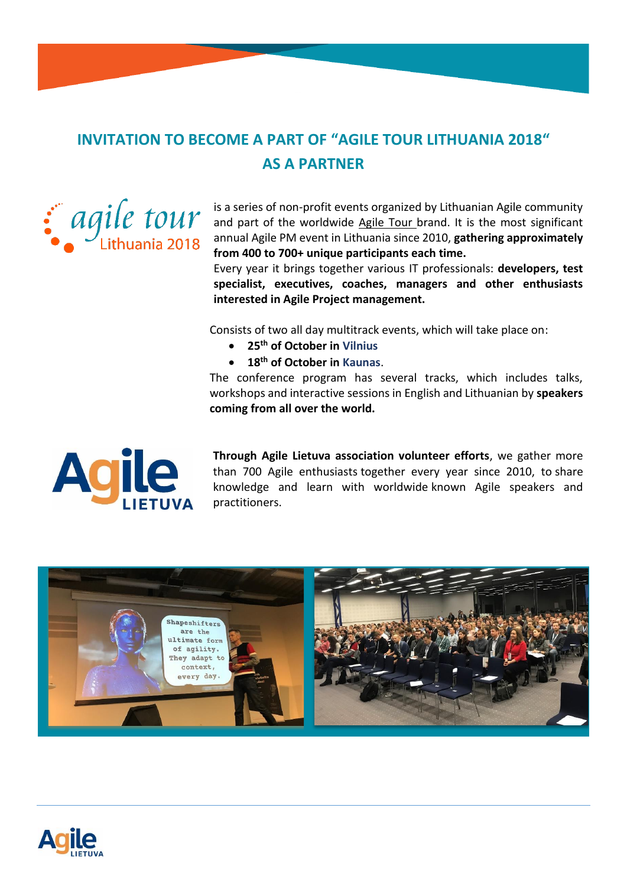# INVITATION TO BECOME A PART OF "AGILE TOUR LITHUANIA 2018" AS A PARTNER

is a series of non-profit events organized by Lithuanian Agile community and part of the worldwide Agile Tour brand. It is the most significant annual Agile PM event in Lithuania since 2010, **gathering approximately from 400 to 700+ unique participants each time.**

Every year it brings together various IT professionals: **developers, test specialist, executives, coaches, managers and other enthusiasts interested in Agile Project management.**

Consists of two all day multitrack events, which will take place on:

- **25th of October in Vilnius**
- **18th of October in Kaunas**.

The conference program has several tracks, which includes talks, workshops and interactive sessions in English and Lithuanian by **speakers coming from all over the world.**

**Through Agile Lietuva association volunteer efforts**, we gather more than 700 Agile enthusiasts together every year since 2010, to share knowledge and learn with worldwide known Agile speakers and practitioners.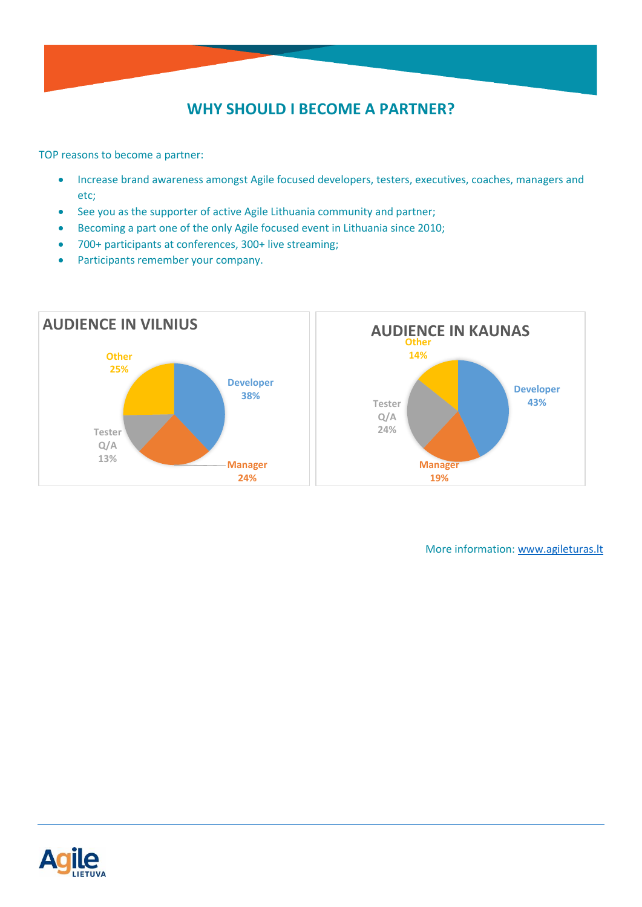# WHY SHOULD I BECOME A PARTNER?

TOP reasons to become a partner:

- Increase brand awareness amongst Agile focused developers, testers, executives, coaches, managers and etc;
- See you as the supporter of active Agile Lithuania community and partner;
- Becoming a part one of the only Agile focused event in Lithuania since 2010;
- 700+ participants at conferences, 300+ live streaming;
- Participants remember your company.

## AUDIENCE IN VILNIUS

| Role | Share |
|---|---|
| Developer | 38% |
| Manager | 24% |
| Tester Q/A | 13% |
| Other | 25% |

## AUDIENCE IN KAUNAS

| Role | Share |
|---|---|
| Developer | 43% |
| Manager | 19% |
| Tester Q/A | 24% |
| Other | 14% |

More information: [www.agileturas.lt](http://www.agileturas.lt)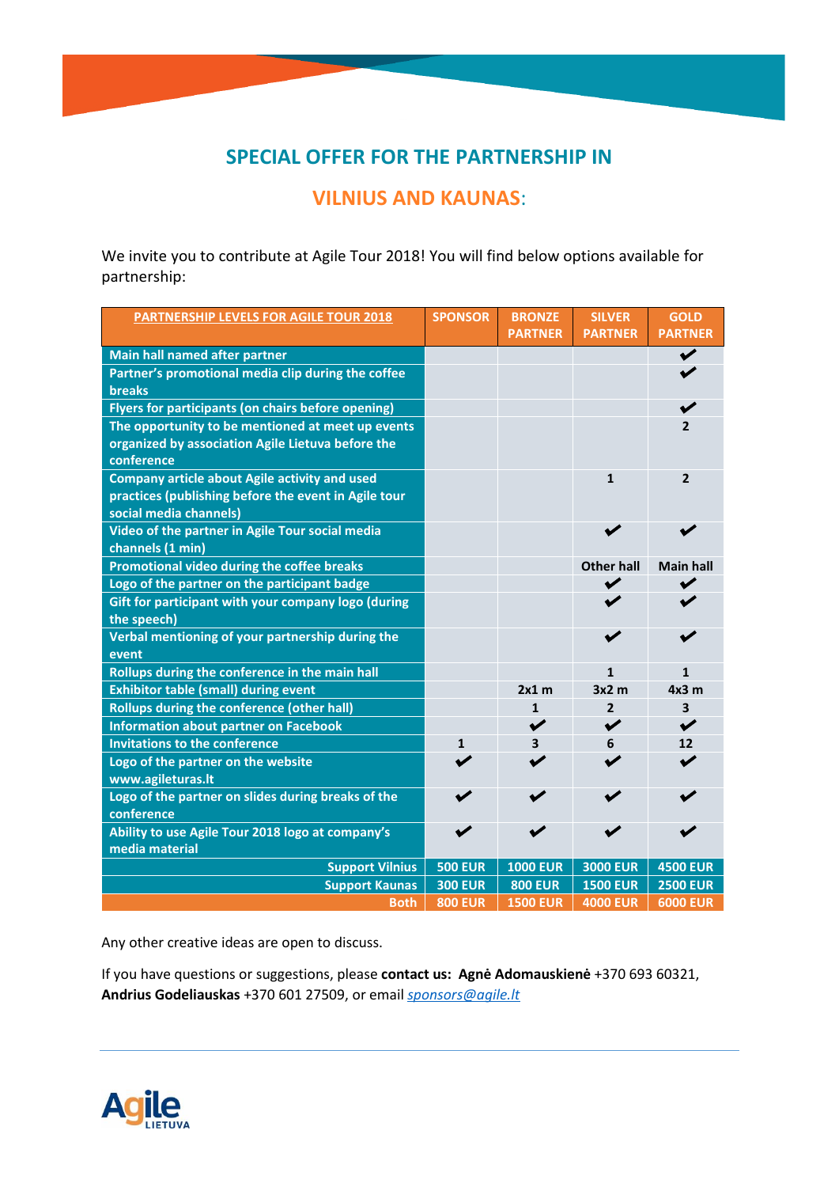# SPECIAL OFFER FOR THE PARTNERSHIP IN

# VILNIUS AND KAUNAS:

We invite you to contribute at Agile Tour 2018! You will find below options available for partnership:

| PARTNERSHIP LEVELS FOR AGILE TOUR 2018 | SPONSOR | BRONZE PARTNER | SILVER PARTNER | GOLD PARTNER |
|---|---|---|---|---|
| Main hall named after partner | | | | ✔ |
| Partner's promotional media clip during the coffee breaks | | | | ✔ |
| Flyers for participants (on chairs before opening) | | | | ✔ |
| The opportunity to be mentioned at meet up events organized by association Agile Lietuva before the conference | | | | 2 |
| Company article about Agile activity and used practices (publishing before the event in Agile tour social media channels) | | | 1 | 2 |
| Video of the partner in Agile Tour social media channels (1 min) | | | ✔ | ✔ |
| Promotional video during the coffee breaks | | | Other hall | Main hall |
| Logo of the partner on the participant badge | | | ✔ | ✔ |
| Gift for participant with your company logo (during the speech) | | | ✔ | ✔ |
| Verbal mentioning of your partnership during the event | | | ✔ | ✔ |
| Rollups during the conference in the main hall | | | 1 | 1 |
| Exhibitor table (small) during event | | 2x1 m | 3x2 m | 4x3 m |
| Rollups during the conference (other hall) | | 1 | 2 | 3 |
| Information about partner on Facebook | | ✔ | ✔ | ✔ |
| Invitations to the conference | 1 | 3 | 6 | 12 |
| Logo of the partner on the website www.agileturas.lt | ✔ | ✔ | ✔ | ✔ |
| Logo of the partner on slides during breaks of the conference | ✔ | ✔ | ✔ | ✔ |
| Ability to use Agile Tour 2018 logo at company's media material | ✔ | ✔ | ✔ | ✔ |
| Support Vilnius | 500 EUR | 1000 EUR | 3000 EUR | 4500 EUR |
| Support Kaunas | 300 EUR | 800 EUR | 1500 EUR | 2500 EUR |
| Both | 800 EUR | 1500 EUR | 4000 EUR | 6000 EUR |

Any other creative ideas are open to discuss.

If you have questions or suggestions, please **contact us: Agnė Adomauskienė** +370 693 60321, **Andrius Godeliauskas** +370 601 27509, or email *sponsors@agile.lt*

Agile LIETUVA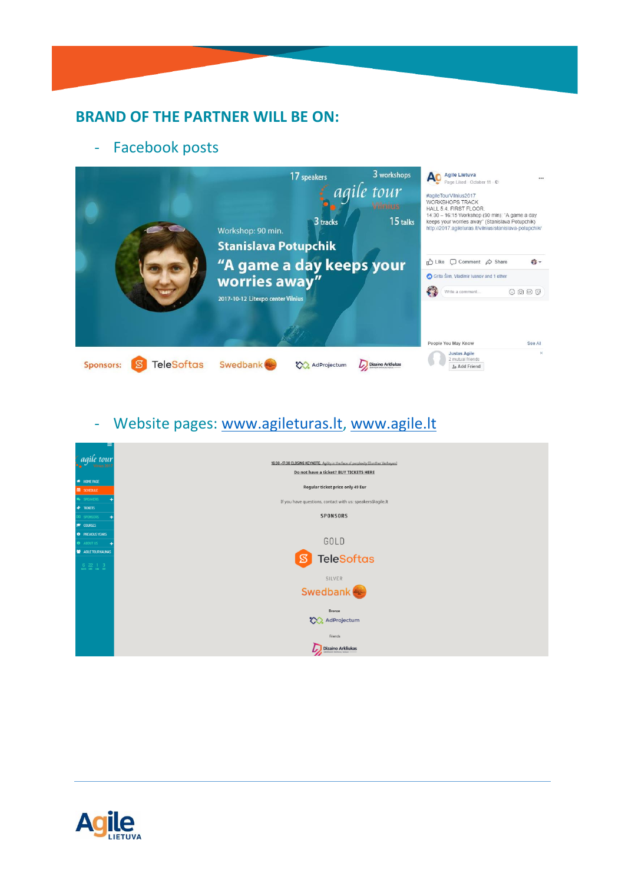## BRAND OF THE PARTNER WILL BE ON:

- Facebook posts

- Website pages: www.agileturas.lt, www.agile.lt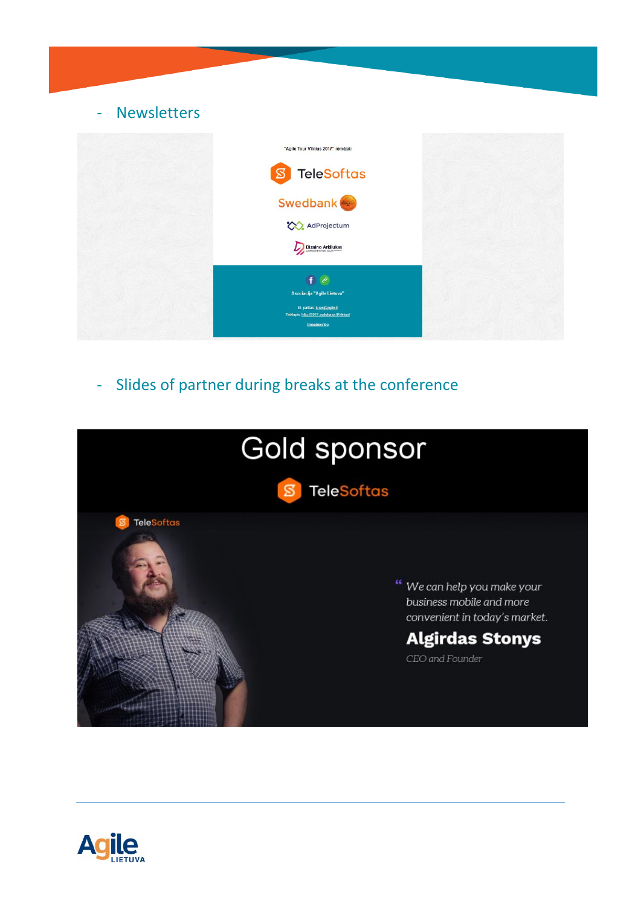- Newsletters

- Slides of partner during breaks at the conference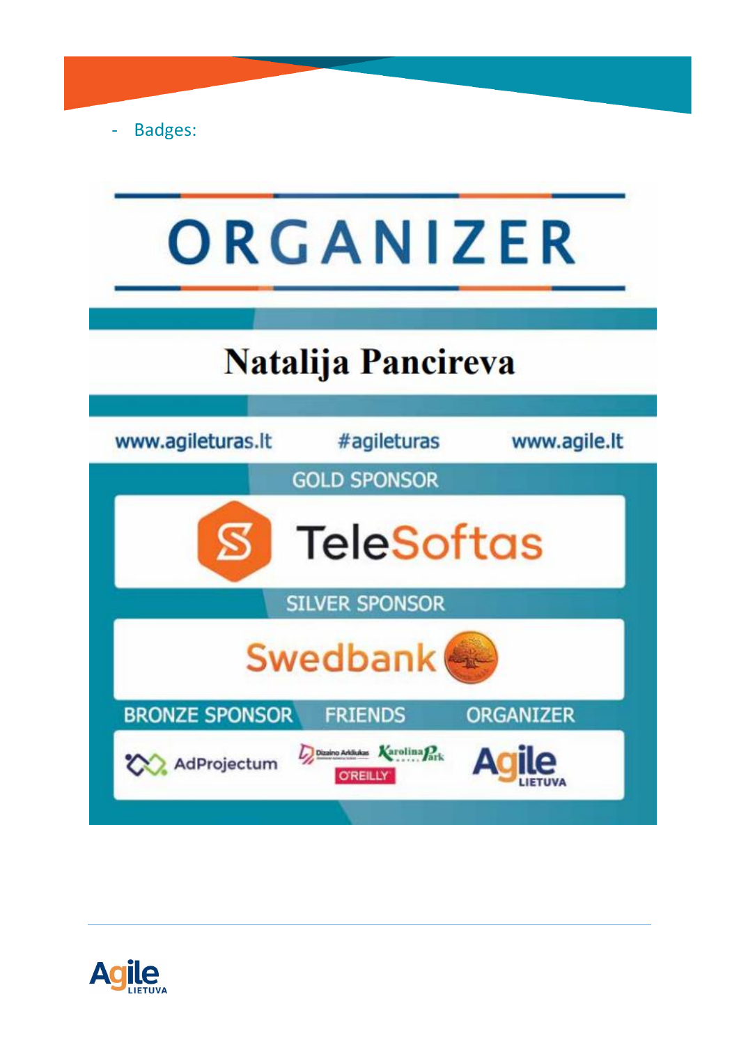- Badges:

ORGANIZER

Natalija Pancireva

www.agileturas.lt #agileturas www.agile.lt

GOLD SPONSOR

TeleSoftas

SILVER SPONSOR

Swedbank

BRONZE SPONSOR FRIENDS ORGANIZER

AdProjectum Dizaino Arklidukas KarolinaPark O'REILLY Agile LIETUVA